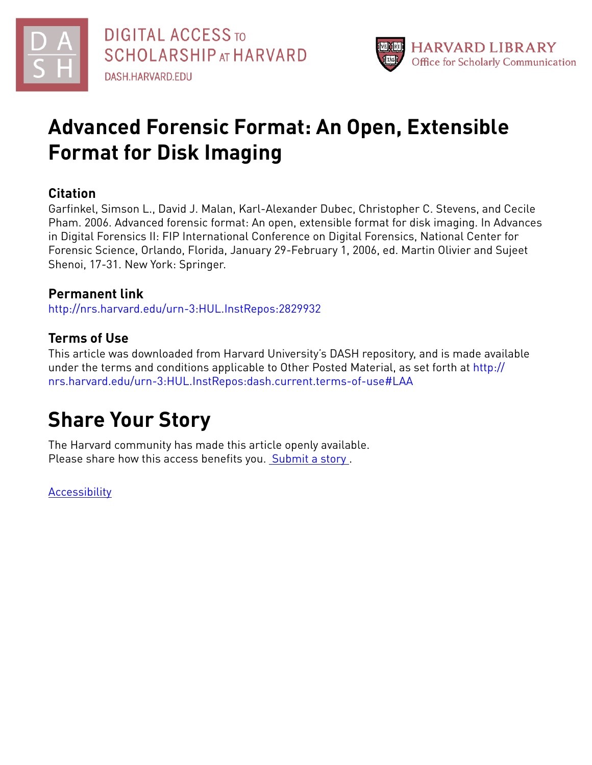DIGITAL ACCESS TO SCHOLARSHIP AT HARVARD
DASH.HARVARD.EDU

HARVARD LIBRARY
Office for Scholarly Communication

# Advanced Forensic Format: An Open, Extensible Format for Disk Imaging

## Citation

Garfinkel, Simson L., David J. Malan, Karl-Alexander Dubec, Christopher C. Stevens, and Cecile Pham. 2006. Advanced forensic format: An open, extensible format for disk imaging. In Advances in Digital Forensics II: FIP International Conference on Digital Forensics, National Center for Forensic Science, Orlando, Florida, January 29-February 1, 2006, ed. Martin Olivier and Sujeet Shenoi, 17-31. New York: Springer.

## Permanent link

http://nrs.harvard.edu/urn-3:HUL.InstRepos:2829932

## Terms of Use

This article was downloaded from Harvard University's DASH repository, and is made available under the terms and conditions applicable to Other Posted Material, as set forth at http://nrs.harvard.edu/urn-3:HUL.InstRepos:dash.current.terms-of-use#LAA

# Share Your Story

The Harvard community has made this article openly available.
Please share how this access benefits you. Submit a story .

Accessibility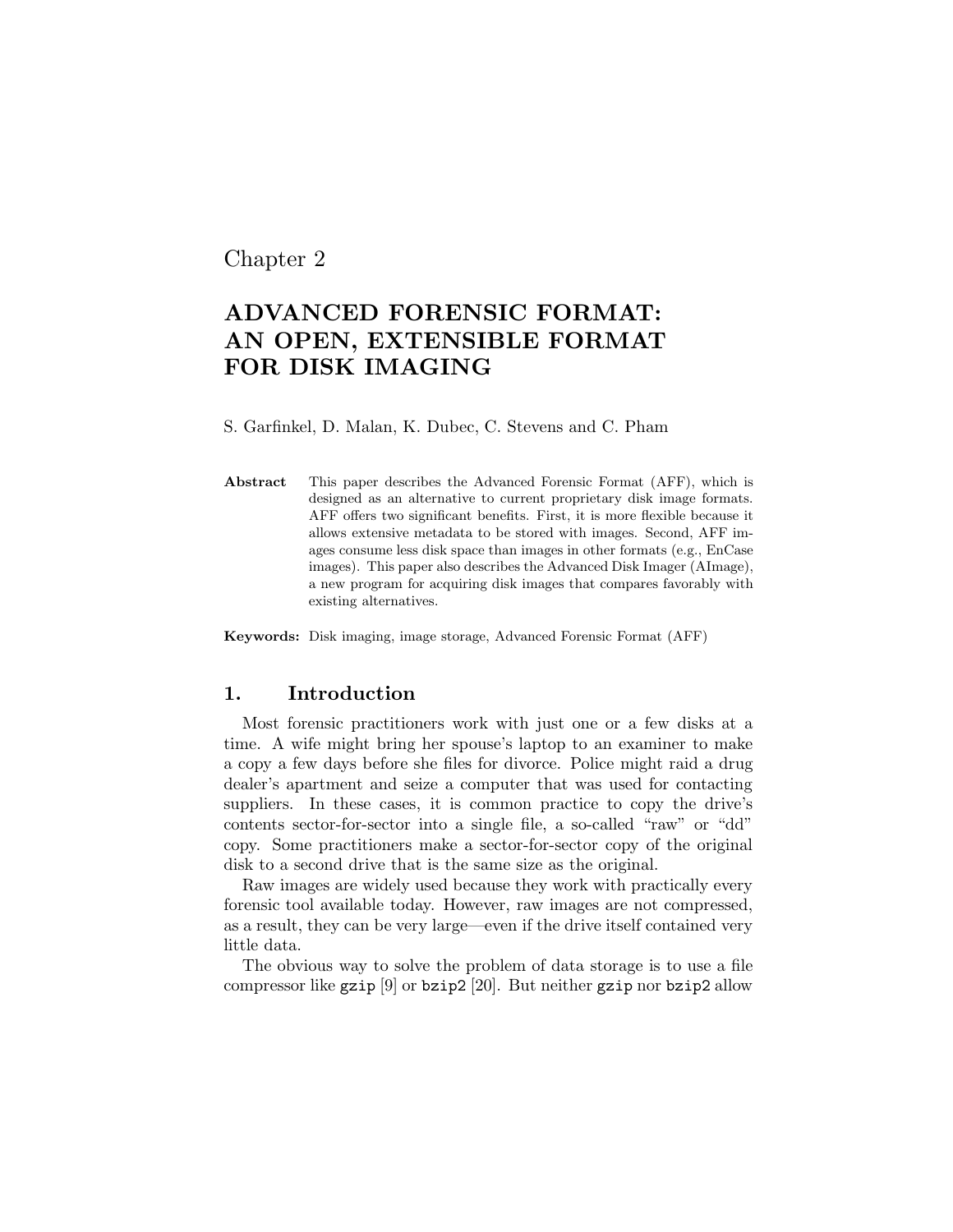Chapter 2

# ADVANCED FORENSIC FORMAT: AN OPEN, EXTENSIBLE FORMAT FOR DISK IMAGING

S. Garfinkel, D. Malan, K. Dubec, C. Stevens and C. Pham

**Abstract** This paper describes the Advanced Forensic Format (AFF), which is designed as an alternative to current proprietary disk image formats. AFF offers two significant benefits. First, it is more flexible because it allows extensive metadata to be stored with images. Second, AFF images consume less disk space than images in other formats (e.g., EnCase images). This paper also describes the Advanced Disk Imager (AImage), a new program for acquiring disk images that compares favorably with existing alternatives.

**Keywords:** Disk imaging, image storage, Advanced Forensic Format (AFF)

## 1. Introduction

Most forensic practitioners work with just one or a few disks at a time. A wife might bring her spouse's laptop to an examiner to make a copy a few days before she files for divorce. Police might raid a drug dealer's apartment and seize a computer that was used for contacting suppliers. In these cases, it is common practice to copy the drive's contents sector-for-sector into a single file, a so-called "raw" or "dd" copy. Some practitioners make a sector-for-sector copy of the original disk to a second drive that is the same size as the original.

Raw images are widely used because they work with practically every forensic tool available today. However, raw images are not compressed, as a result, they can be very large—even if the drive itself contained very little data.

The obvious way to solve the problem of data storage is to use a file compressor like `gzip` [9] or `bzip2` [20]. But neither `gzip` nor `bzip2` allow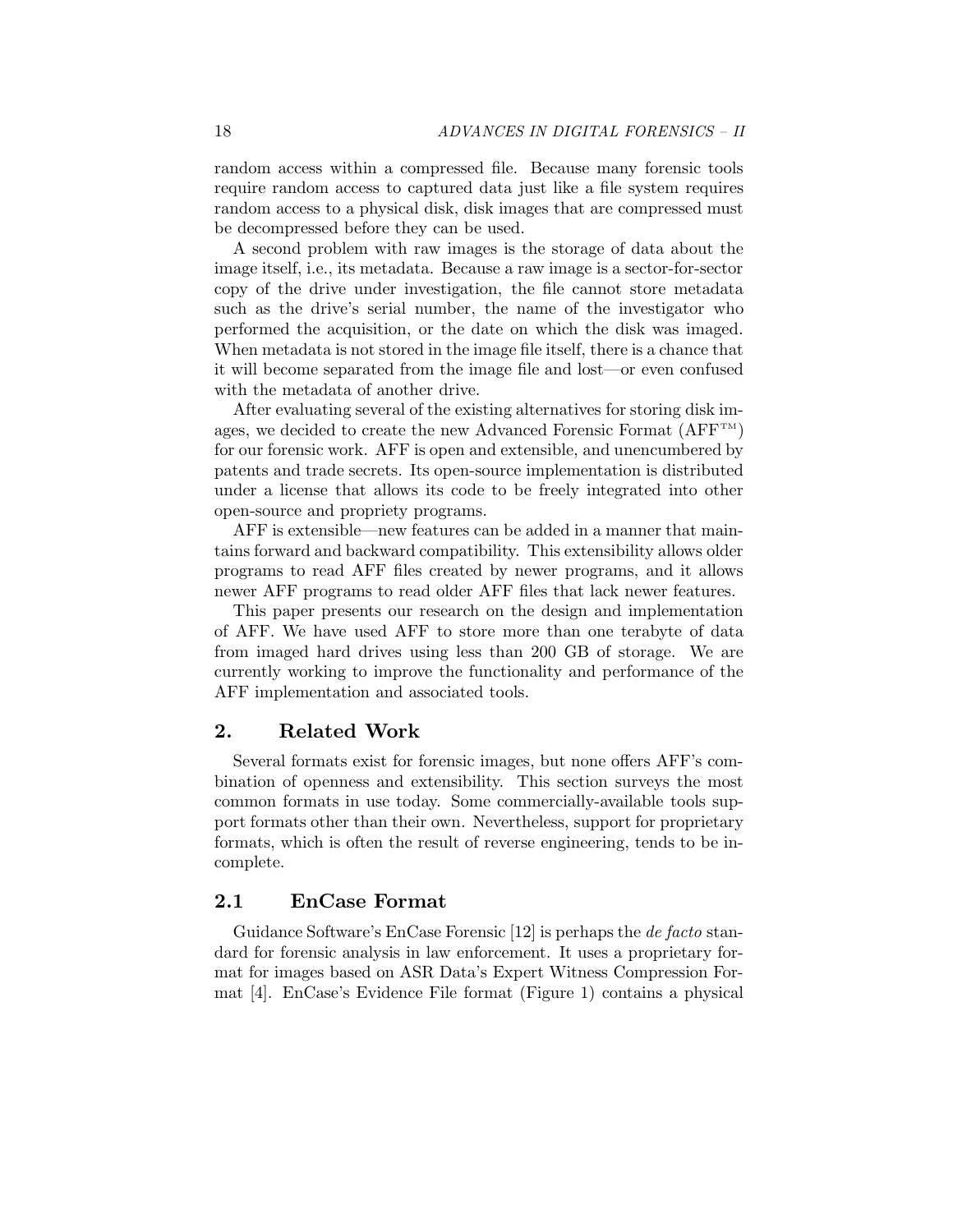random access within a compressed file. Because many forensic tools require random access to captured data just like a file system requires random access to a physical disk, disk images that are compressed must be decompressed before they can be used.

A second problem with raw images is the storage of data about the image itself, i.e., its metadata. Because a raw image is a sector-for-sector copy of the drive under investigation, the file cannot store metadata such as the drive's serial number, the name of the investigator who performed the acquisition, or the date on which the disk was imaged. When metadata is not stored in the image file itself, there is a chance that it will become separated from the image file and lost—or even confused with the metadata of another drive.

After evaluating several of the existing alternatives for storing disk images, we decided to create the new Advanced Forensic Format (AFF™) for our forensic work. AFF is open and extensible, and unencumbered by patents and trade secrets. Its open-source implementation is distributed under a license that allows its code to be freely integrated into other open-source and propriety programs.

AFF is extensible—new features can be added in a manner that maintains forward and backward compatibility. This extensibility allows older programs to read AFF files created by newer programs, and it allows newer AFF programs to read older AFF files that lack newer features.

This paper presents our research on the design and implementation of AFF. We have used AFF to store more than one terabyte of data from imaged hard drives using less than 200 GB of storage. We are currently working to improve the functionality and performance of the AFF implementation and associated tools.

## 2. Related Work

Several formats exist for forensic images, but none offers AFF's combination of openness and extensibility. This section surveys the most common formats in use today. Some commercially-available tools support formats other than their own. Nevertheless, support for proprietary formats, which is often the result of reverse engineering, tends to be incomplete.

### 2.1 EnCase Format

Guidance Software's EnCase Forensic [12] is perhaps the *de facto* standard for forensic analysis in law enforcement. It uses a proprietary format for images based on ASR Data's Expert Witness Compression Format [4]. EnCase's Evidence File format (Figure 1) contains a physical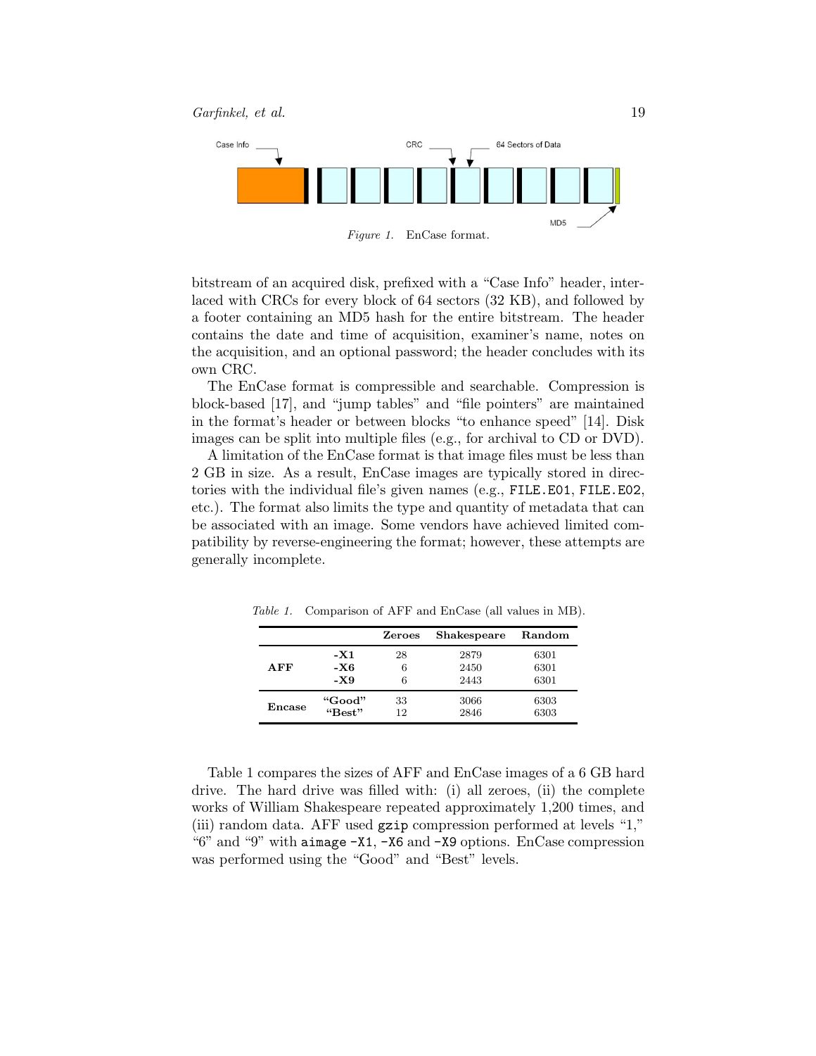*Figure 1.* EnCase format.

bitstream of an acquired disk, prefixed with a "Case Info" header, interlaced with CRCs for every block of 64 sectors (32 KB), and followed by a footer containing an MD5 hash for the entire bitstream. The header contains the date and time of acquisition, examiner's name, notes on the acquisition, and an optional password; the header concludes with its own CRC.

The EnCase format is compressible and searchable. Compression is block-based [17], and "jump tables" and "file pointers" are maintained in the format's header or between blocks "to enhance speed" [14]. Disk images can be split into multiple files (e.g., for archival to CD or DVD).

A limitation of the EnCase format is that image files must be less than 2 GB in size. As a result, EnCase images are typically stored in directories with the individual file's given names (e.g., `FILE.E01`, `FILE.E02`, etc.). The format also limits the type and quantity of metadata that can be associated with an image. Some vendors have achieved limited compatibility by reverse-engineering the format; however, these attempts are generally incomplete.

*Table 1.* Comparison of AFF and EnCase (all values in MB).

| | | **Zeroes** | **Shakespeare** | **Random** |
|---|---|---|---|---|
| **AFF** | **-X1** | 28 | 2879 | 6301 |
| | **-X6** | 6 | 2450 | 6301 |
| | **-X9** | 6 | 2443 | 6301 |
| **Encase** | **"Good"** | 33 | 3066 | 6303 |
| | **"Best"** | 12 | 2846 | 6303 |

Table 1 compares the sizes of AFF and EnCase images of a 6 GB hard drive. The hard drive was filled with: (i) all zeroes, (ii) the complete works of William Shakespeare repeated approximately 1,200 times, and (iii) random data. AFF used `gzip` compression performed at levels "1," "6" and "9" with `aimage -X1`, `-X6` and `-X9` options. EnCase compression was performed using the "Good" and "Best" levels.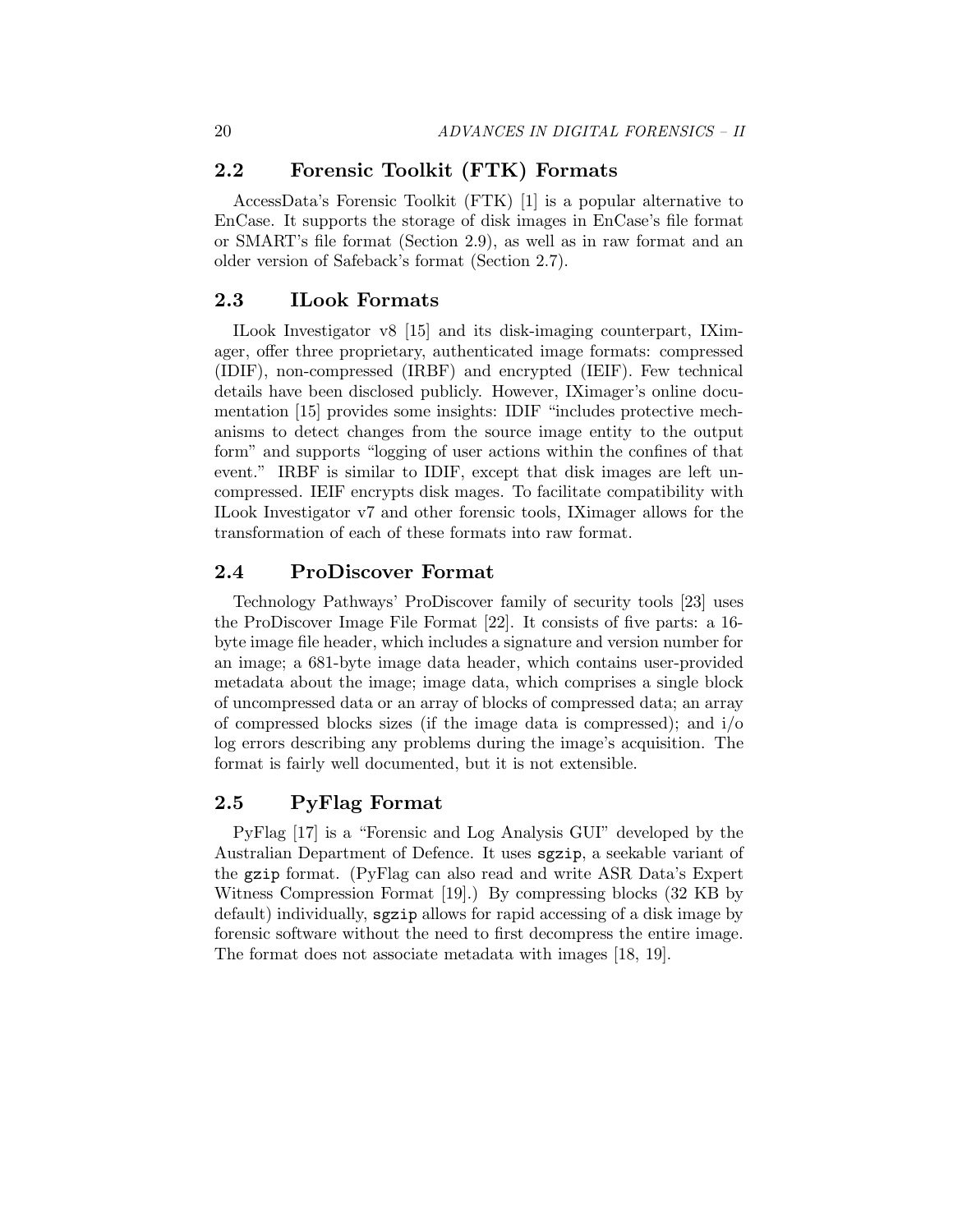## 2.2 Forensic Toolkit (FTK) Formats

AccessData's Forensic Toolkit (FTK) [1] is a popular alternative to EnCase. It supports the storage of disk images in EnCase's file format or SMART's file format (Section 2.9), as well as in raw format and an older version of Safeback's format (Section 2.7).

## 2.3 ILook Formats

ILook Investigator v8 [15] and its disk-imaging counterpart, IXimager, offer three proprietary, authenticated image formats: compressed (IDIF), non-compressed (IRBF) and encrypted (IEIF). Few technical details have been disclosed publicly. However, IXimager's online documentation [15] provides some insights: IDIF "includes protective mechanisms to detect changes from the source image entity to the output form" and supports "logging of user actions within the confines of that event." IRBF is similar to IDIF, except that disk images are left uncompressed. IEIF encrypts disk mages. To facilitate compatibility with ILook Investigator v7 and other forensic tools, IXimager allows for the transformation of each of these formats into raw format.

## 2.4 ProDiscover Format

Technology Pathways' ProDiscover family of security tools [23] uses the ProDiscover Image File Format [22]. It consists of five parts: a 16-byte image file header, which includes a signature and version number for an image; a 681-byte image data header, which contains user-provided metadata about the image; image data, which comprises a single block of uncompressed data or an array of blocks of compressed data; an array of compressed blocks sizes (if the image data is compressed); and i/o log errors describing any problems during the image's acquisition. The format is fairly well documented, but it is not extensible.

## 2.5 PyFlag Format

PyFlag [17] is a "Forensic and Log Analysis GUI" developed by the Australian Department of Defence. It uses `sgzip`, a seekable variant of the `gzip` format. (PyFlag can also read and write ASR Data's Expert Witness Compression Format [19].) By compressing blocks (32 KB by default) individually, `sgzip` allows for rapid accessing of a disk image by forensic software without the need to first decompress the entire image. The format does not associate metadata with images [18, 19].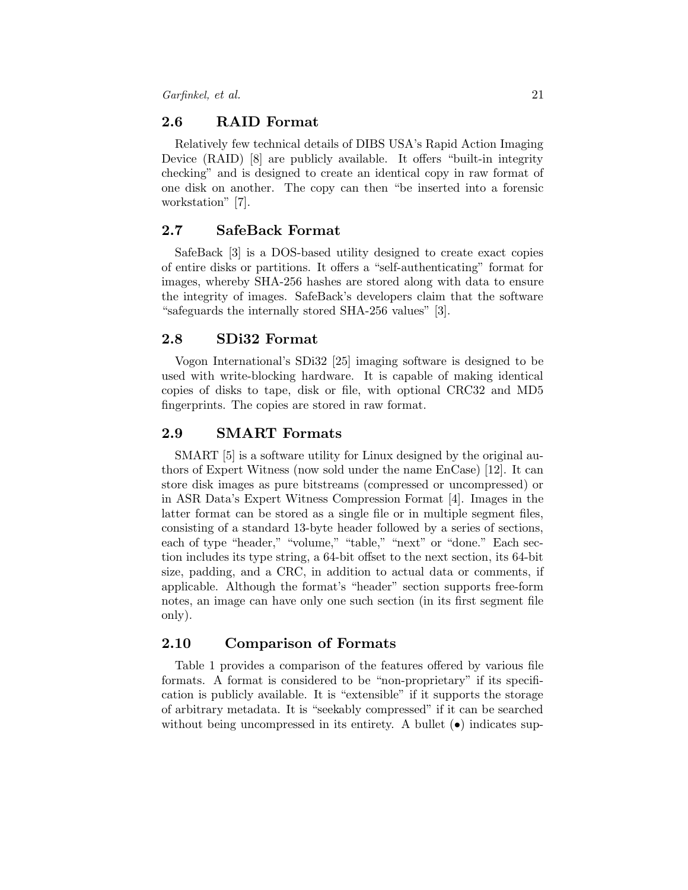## 2.6 RAID Format

Relatively few technical details of DIBS USA's Rapid Action Imaging Device (RAID) [8] are publicly available. It offers "built-in integrity checking" and is designed to create an identical copy in raw format of one disk on another. The copy can then "be inserted into a forensic workstation" [7].

## 2.7 SafeBack Format

SafeBack [3] is a DOS-based utility designed to create exact copies of entire disks or partitions. It offers a "self-authenticating" format for images, whereby SHA-256 hashes are stored along with data to ensure the integrity of images. SafeBack's developers claim that the software "safeguards the internally stored SHA-256 values" [3].

## 2.8 SDi32 Format

Vogon International's SDi32 [25] imaging software is designed to be used with write-blocking hardware. It is capable of making identical copies of disks to tape, disk or file, with optional CRC32 and MD5 fingerprints. The copies are stored in raw format.

## 2.9 SMART Formats

SMART [5] is a software utility for Linux designed by the original authors of Expert Witness (now sold under the name EnCase) [12]. It can store disk images as pure bitstreams (compressed or uncompressed) or in ASR Data's Expert Witness Compression Format [4]. Images in the latter format can be stored as a single file or in multiple segment files, consisting of a standard 13-byte header followed by a series of sections, each of type "header," "volume," "table," "next" or "done." Each section includes its type string, a 64-bit offset to the next section, its 64-bit size, padding, and a CRC, in addition to actual data or comments, if applicable. Although the format's "header" section supports free-form notes, an image can have only one such section (in its first segment file only).

## 2.10 Comparison of Formats

Table 1 provides a comparison of the features offered by various file formats. A format is considered to be "non-proprietary" if its specification is publicly available. It is "extensible" if it supports the storage of arbitrary metadata. It is "seekably compressed" if it can be searched without being uncompressed in its entirety. A bullet (•) indicates sup-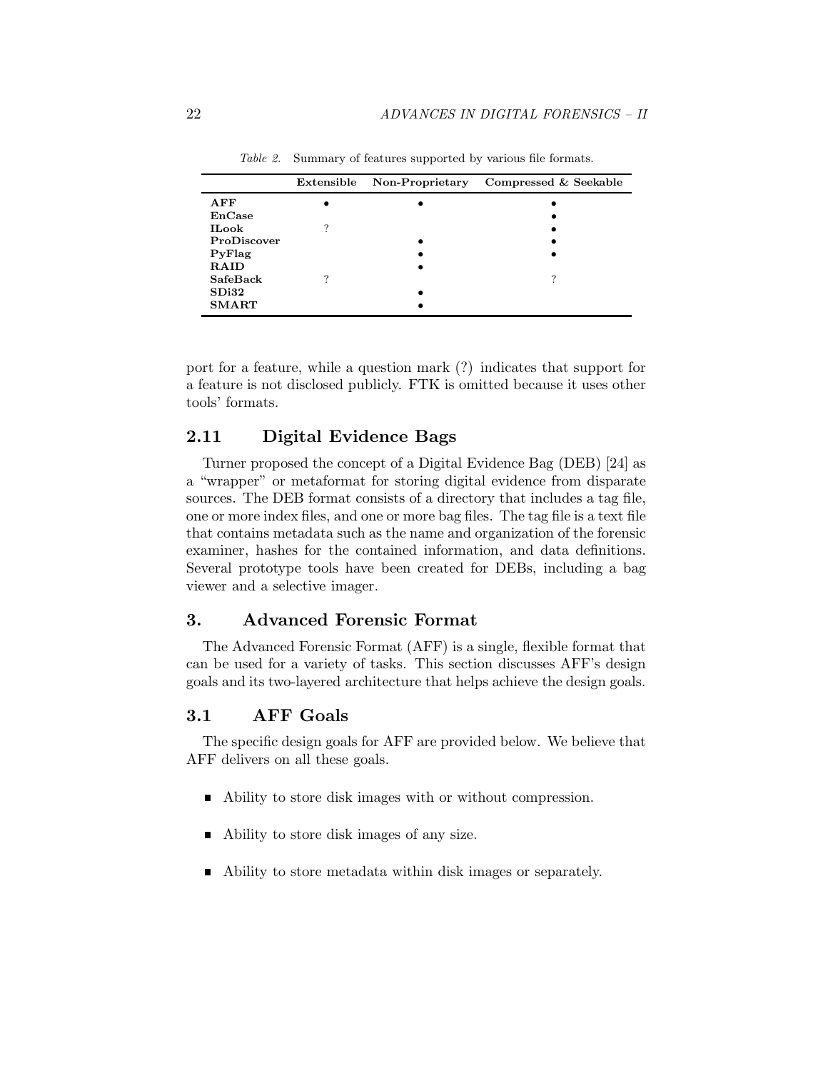*Table 2.* Summary of features supported by various file formats.

| | Extensible | Non-Proprietary | Compressed & Seekable |
|---|---|---|---|
| **AFF** | • | • | • |
| **EnCase** | | | • |
| **ILook** | ? | | • |
| **ProDiscover** | | • | • |
| **PyFlag** | | • | • |
| **RAID** | | • | |
| **SafeBack** | ? | | ? |
| **SDi32** | | • | |
| **SMART** | | • | |

port for a feature, while a question mark (?) indicates that support for a feature is not disclosed publicly. FTK is omitted because it uses other tools' formats.

## 2.11 Digital Evidence Bags

Turner proposed the concept of a Digital Evidence Bag (DEB) [24] as a "wrapper" or metaformat for storing digital evidence from disparate sources. The DEB format consists of a directory that includes a tag file, one or more index files, and one or more bag files. The tag file is a text file that contains metadata such as the name and organization of the forensic examiner, hashes for the contained information, and data definitions. Several prototype tools have been created for DEBs, including a bag viewer and a selective imager.

# 3. Advanced Forensic Format

The Advanced Forensic Format (AFF) is a single, flexible format that can be used for a variety of tasks. This section discusses AFF's design goals and its two-layered architecture that helps achieve the design goals.

## 3.1 AFF Goals

The specific design goals for AFF are provided below. We believe that AFF delivers on all these goals.

- Ability to store disk images with or without compression.
- Ability to store disk images of any size.
- Ability to store metadata within disk images or separately.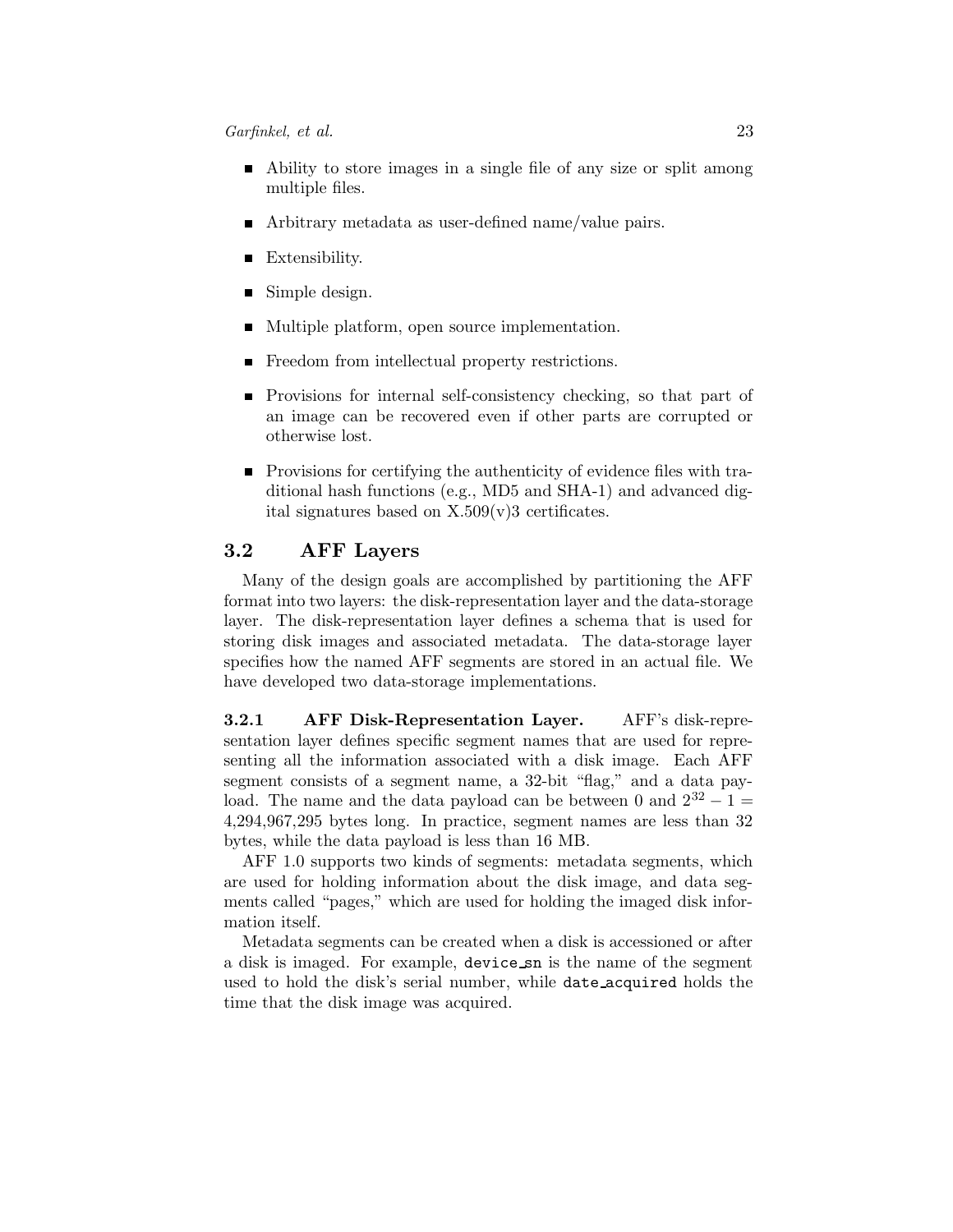- Ability to store images in a single file of any size or split among multiple files.
- Arbitrary metadata as user-defined name/value pairs.
- Extensibility.
- Simple design.
- Multiple platform, open source implementation.
- Freedom from intellectual property restrictions.
- Provisions for internal self-consistency checking, so that part of an image can be recovered even if other parts are corrupted or otherwise lost.
- Provisions for certifying the authenticity of evidence files with traditional hash functions (e.g., MD5 and SHA-1) and advanced digital signatures based on X.509(v)3 certificates.

## 3.2 AFF Layers

Many of the design goals are accomplished by partitioning the AFF format into two layers: the disk-representation layer and the data-storage layer. The disk-representation layer defines a schema that is used for storing disk images and associated metadata. The data-storage layer specifies how the named AFF segments are stored in an actual file. We have developed two data-storage implementations.

**3.2.1 AFF Disk-Representation Layer.** AFF's disk-representation layer defines specific segment names that are used for representing all the information associated with a disk image. Each AFF segment consists of a segment name, a 32-bit "flag," and a data payload. The name and the data payload can be between 0 and $2^{32} - 1 =$ 4,294,967,295 bytes long. In practice, segment names are less than 32 bytes, while the data payload is less than 16 MB.

AFF 1.0 supports two kinds of segments: metadata segments, which are used for holding information about the disk image, and data segments called "pages," which are used for holding the imaged disk information itself.

Metadata segments can be created when a disk is accessioned or after a disk is imaged. For example, `device_sn` is the name of the segment used to hold the disk's serial number, while `date_acquired` holds the time that the disk image was acquired.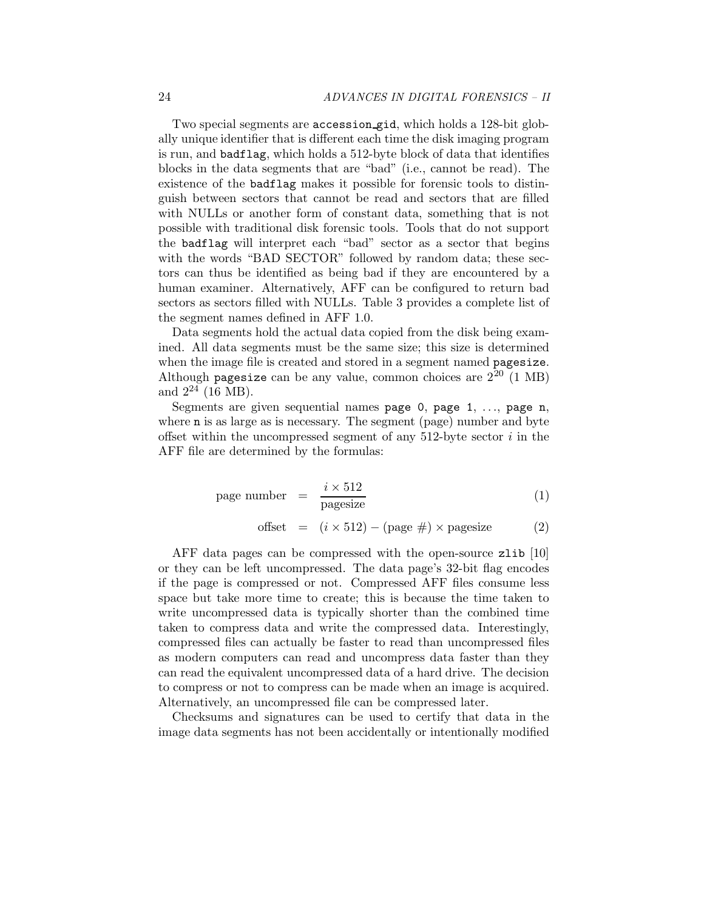Two special segments are `accession_gid`, which holds a 128-bit globally unique identifier that is different each time the disk imaging program is run, and `badflag`, which holds a 512-byte block of data that identifies blocks in the data segments that are "bad" (i.e., cannot be read). The existence of the `badflag` makes it possible for forensic tools to distinguish between sectors that cannot be read and sectors that are filled with NULLs or another form of constant data, something that is not possible with traditional disk forensic tools. Tools that do not support the `badflag` will interpret each "bad" sector as a sector that begins with the words "BAD SECTOR" followed by random data; these sectors can thus be identified as being bad if they are encountered by a human examiner. Alternatively, AFF can be configured to return bad sectors as sectors filled with NULLs. Table 3 provides a complete list of the segment names defined in AFF 1.0.

Data segments hold the actual data copied from the disk being examined. All data segments must be the same size; this size is determined when the image file is created and stored in a segment named `pagesize`. Although `pagesize` can be any value, common choices are $2^{20}$ (1 MB) and $2^{24}$ (16 MB).

Segments are given sequential names `page 0`, `page 1`, ..., `page n`, where `n` is as large as is necessary. The segment (page) number and byte offset within the uncompressed segment of any 512-byte sector $i$ in the AFF file are determined by the formulas:

$$\text{page number} = \frac{i \times 512}{\text{pagesize}} \tag{1}$$

$$\text{offset} = (i \times 512) - (\text{page } \#) \times \text{pagesize} \tag{2}$$

AFF data pages can be compressed with the open-source `zlib` [10] or they can be left uncompressed. The data page's 32-bit flag encodes if the page is compressed or not. Compressed AFF files consume less space but take more time to create; this is because the time taken to write uncompressed data is typically shorter than the combined time taken to compress data and write the compressed data. Interestingly, compressed files can actually be faster to read than uncompressed files as modern computers can read and uncompress data faster than they can read the equivalent uncompressed data of a hard drive. The decision to compress or not to compress can be made when an image is acquired. Alternatively, an uncompressed file can be compressed later.

Checksums and signatures can be used to certify that data in the image data segments has not been accidentally or intentionally modified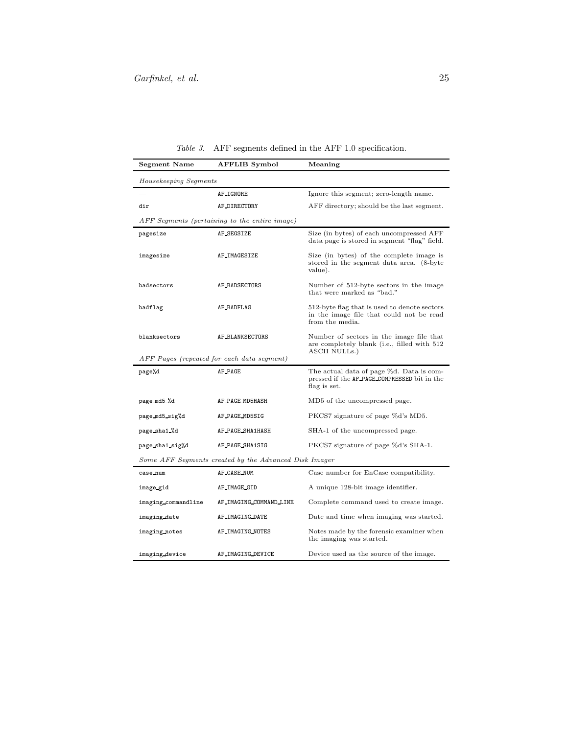*Table 3.* AFF segments defined in the AFF 1.0 specification.

| Segment Name | AFFLIB Symbol | Meaning |
|---|---|---|
| *Housekeeping Segments* | | |
| — | AF_IGNORE | Ignore this segment; zero-length name. |
| dir | AF_DIRECTORY | AFF directory; should be the last segment. |
| *AFF Segments (pertaining to the entire image)* | | |
| pagesize | AF_SEGSIZE | Size (in bytes) of each uncompressed AFF data page is stored in segment "flag" field. |
| imagesize | AF_IMAGESIZE | Size (in bytes) of the complete image is stored in the segment data area. (8-byte value). |
| badsectors | AF_BADSECTORS | Number of 512-byte sectors in the image that were marked as "bad." |
| badflag | AF_BADFLAG | 512-byte flag that is used to denote sectors in the image file that could not be read from the media. |
| blanksectors | AF_BLANKSECTORS | Number of sectors in the image file that are completely blank (i.e., filled with 512 ASCII NULLs.) |
| *AFF Pages (repeated for each data segment)* | | |
| page%d | AF_PAGE | The actual data of page %d. Data is compressed if the AF_PAGE_COMPRESSED bit in the flag is set. |
| page_md5_%d | AF_PAGE_MD5HASH | MD5 of the uncompressed page. |
| page_md5_sig%d | AF_PAGE_MD5SIG | PKCS7 signature of page %d's MD5. |
| page_sha1_%d | AF_PAGE_SHA1HASH | SHA-1 of the uncompressed page. |
| page_sha1_sig%d | AF_PAGE_SHA1SIG | PKCS7 signature of page %d's SHA-1. |
| *Some AFF Segments created by the Advanced Disk Imager* | | |
| case_num | AF_CASE_NUM | Case number for EnCase compatibility. |
| image_gid | AF_IMAGE_GID | A unique 128-bit image identifier. |
| imaging_commandline | AF_IMAGING_COMMAND_LINE | Complete command used to create image. |
| imaging_date | AF_IMAGING_DATE | Date and time when imaging was started. |
| imaging_notes | AF_IMAGING_NOTES | Notes made by the forensic examiner when the imaging was started. |
| imaging_device | AF_IMAGING_DEVICE | Device used as the source of the image. |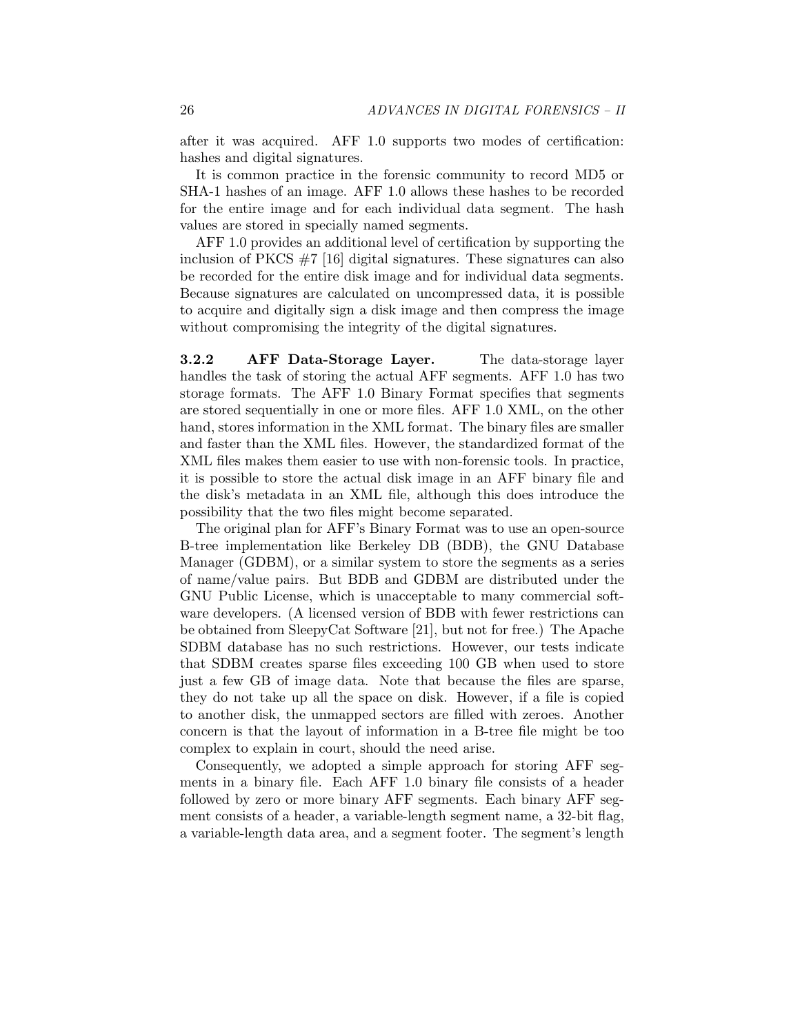after it was acquired. AFF 1.0 supports two modes of certification: hashes and digital signatures.

It is common practice in the forensic community to record MD5 or SHA-1 hashes of an image. AFF 1.0 allows these hashes to be recorded for the entire image and for each individual data segment. The hash values are stored in specially named segments.

AFF 1.0 provides an additional level of certification by supporting the inclusion of PKCS #7 [16] digital signatures. These signatures can also be recorded for the entire disk image and for individual data segments. Because signatures are calculated on uncompressed data, it is possible to acquire and digitally sign a disk image and then compress the image without compromising the integrity of the digital signatures.

### 3.2.2 AFF Data-Storage Layer.

The data-storage layer handles the task of storing the actual AFF segments. AFF 1.0 has two storage formats. The AFF 1.0 Binary Format specifies that segments are stored sequentially in one or more files. AFF 1.0 XML, on the other hand, stores information in the XML format. The binary files are smaller and faster than the XML files. However, the standardized format of the XML files makes them easier to use with non-forensic tools. In practice, it is possible to store the actual disk image in an AFF binary file and the disk's metadata in an XML file, although this does introduce the possibility that the two files might become separated.

The original plan for AFF's Binary Format was to use an open-source B-tree implementation like Berkeley DB (BDB), the GNU Database Manager (GDBM), or a similar system to store the segments as a series of name/value pairs. But BDB and GDBM are distributed under the GNU Public License, which is unacceptable to many commercial software developers. (A licensed version of BDB with fewer restrictions can be obtained from SleepyCat Software [21], but not for free.) The Apache SDBM database has no such restrictions. However, our tests indicate that SDBM creates sparse files exceeding 100 GB when used to store just a few GB of image data. Note that because the files are sparse, they do not take up all the space on disk. However, if a file is copied to another disk, the unmapped sectors are filled with zeroes. Another concern is that the layout of information in a B-tree file might be too complex to explain in court, should the need arise.

Consequently, we adopted a simple approach for storing AFF segments in a binary file. Each AFF 1.0 binary file consists of a header followed by zero or more binary AFF segments. Each binary AFF segment consists of a header, a variable-length segment name, a 32-bit flag, a variable-length data area, and a segment footer. The segment's length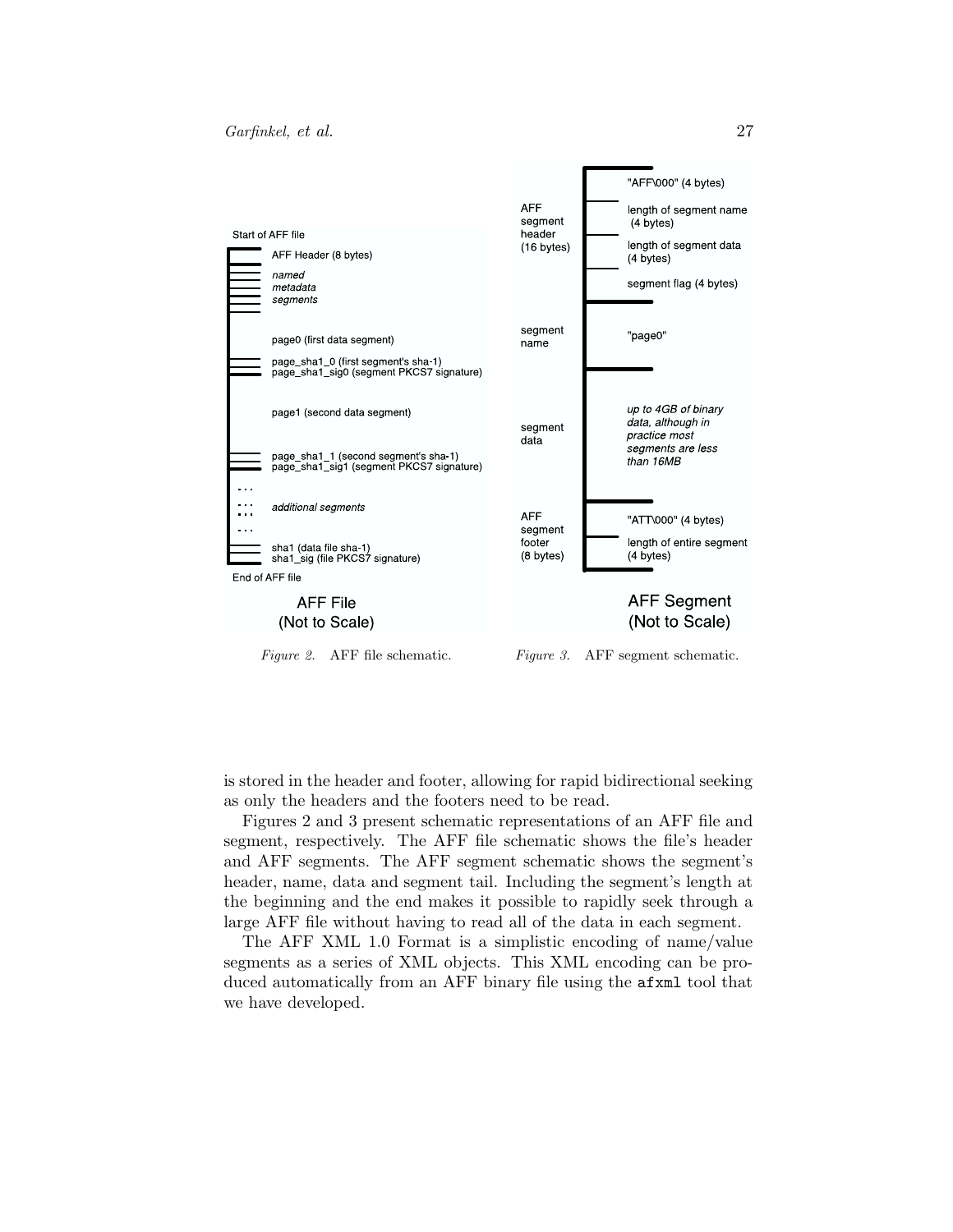Start of AFF file

AFF Header (8 bytes)

*named metadata segments*

page0 (first data segment)

page_sha1_0 (first segment's sha-1)
page_sha1_sig0 (segment PKCS7 signature)

page1 (second data segment)

page_sha1_1 (second segment's sha-1)
page_sha1_sig1 (segment PKCS7 signature)

*additional segments*

sha1 (data file sha-1)
sha1_sig (file PKCS7 signature)

End of AFF file

AFF File
(Not to Scale)

*Figure 2.* AFF file schematic.

AFF segment header (16 bytes)

"AFF\000" (4 bytes)

length of segment name (4 bytes)

length of segment data (4 bytes)

segment flag (4 bytes)

segment name

"page0"

segment data

*up to 4GB of binary data, although in practice most segments are less than 16MB*

AFF segment footer (8 bytes)

"ATT\000" (4 bytes)

length of entire segment (4 bytes)

AFF Segment
(Not to Scale)

*Figure 3.* AFF segment schematic.

is stored in the header and footer, allowing for rapid bidirectional seeking as only the headers and the footers need to be read.

Figures 2 and 3 present schematic representations of an AFF file and segment, respectively. The AFF file schematic shows the file's header and AFF segments. The AFF segment schematic shows the segment's header, name, data and segment tail. Including the segment's length at the beginning and the end makes it possible to rapidly seek through a large AFF file without having to read all of the data in each segment.

The AFF XML 1.0 Format is a simplistic encoding of name/value segments as a series of XML objects. This XML encoding can be produced automatically from an AFF binary file using the `afxml` tool that we have developed.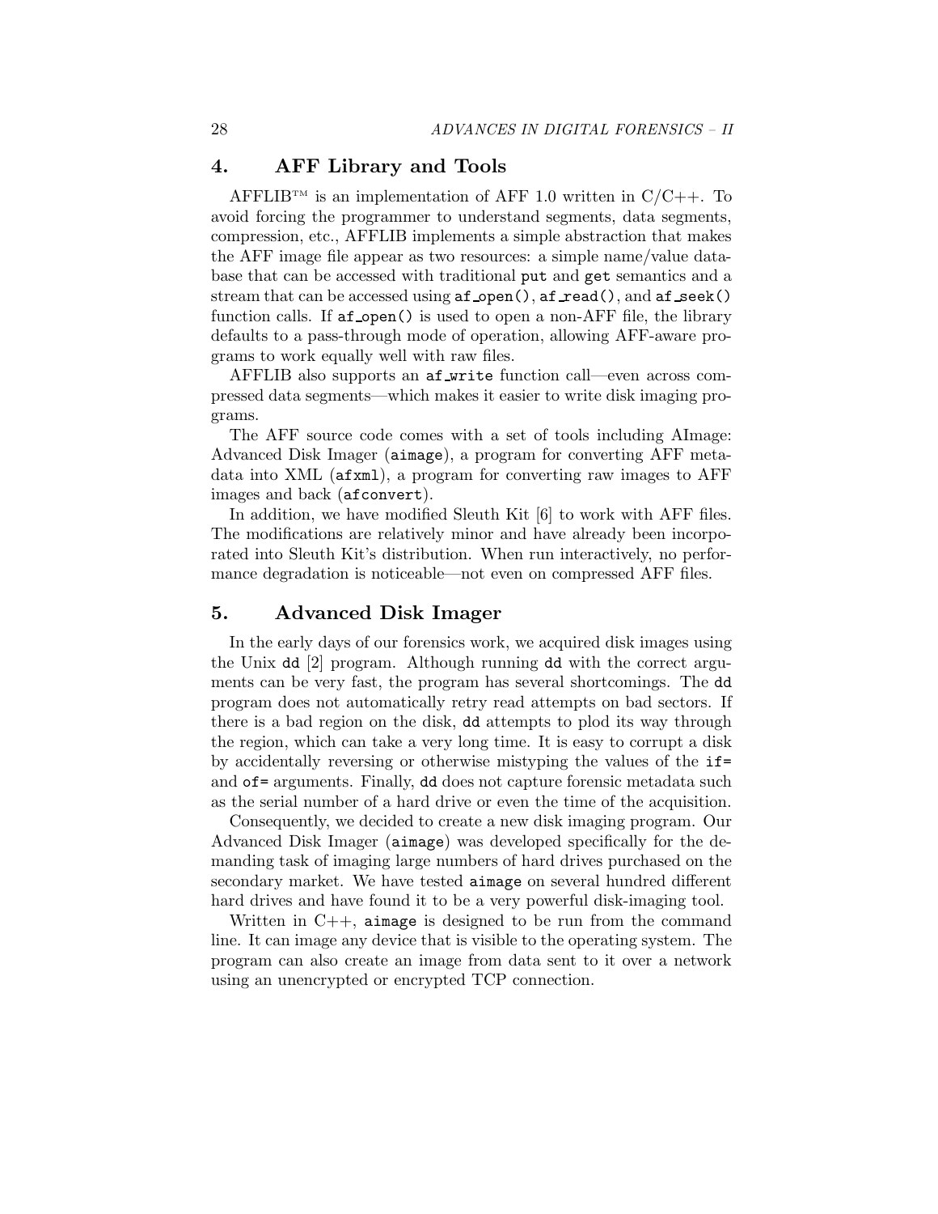## 4. AFF Library and Tools

AFFLIB™ is an implementation of AFF 1.0 written in C/C++. To avoid forcing the programmer to understand segments, data segments, compression, etc., AFFLIB implements a simple abstraction that makes the AFF image file appear as two resources: a simple name/value database that can be accessed with traditional `put` and `get` semantics and a stream that can be accessed using `af_open()`, `af_read()`, and `af_seek()` function calls. If `af_open()` is used to open a non-AFF file, the library defaults to a pass-through mode of operation, allowing AFF-aware programs to work equally well with raw files.

AFFLIB also supports an `af_write` function call—even across compressed data segments—which makes it easier to write disk imaging programs.

The AFF source code comes with a set of tools including AImage: Advanced Disk Imager (`aimage`), a program for converting AFF metadata into XML (`afxml`), a program for converting raw images to AFF images and back (`afconvert`).

In addition, we have modified Sleuth Kit [6] to work with AFF files. The modifications are relatively minor and have already been incorporated into Sleuth Kit's distribution. When run interactively, no performance degradation is noticeable—not even on compressed AFF files.

## 5. Advanced Disk Imager

In the early days of our forensics work, we acquired disk images using the Unix `dd` [2] program. Although running `dd` with the correct arguments can be very fast, the program has several shortcomings. The `dd` program does not automatically retry read attempts on bad sectors. If there is a bad region on the disk, `dd` attempts to plod its way through the region, which can take a very long time. It is easy to corrupt a disk by accidentally reversing or otherwise mistyping the values of the `if=` and `of=` arguments. Finally, `dd` does not capture forensic metadata such as the serial number of a hard drive or even the time of the acquisition.

Consequently, we decided to create a new disk imaging program. Our Advanced Disk Imager (`aimage`) was developed specifically for the demanding task of imaging large numbers of hard drives purchased on the secondary market. We have tested `aimage` on several hundred different hard drives and have found it to be a very powerful disk-imaging tool.

Written in C++, `aimage` is designed to be run from the command line. It can image any device that is visible to the operating system. The program can also create an image from data sent to it over a network using an unencrypted or encrypted TCP connection.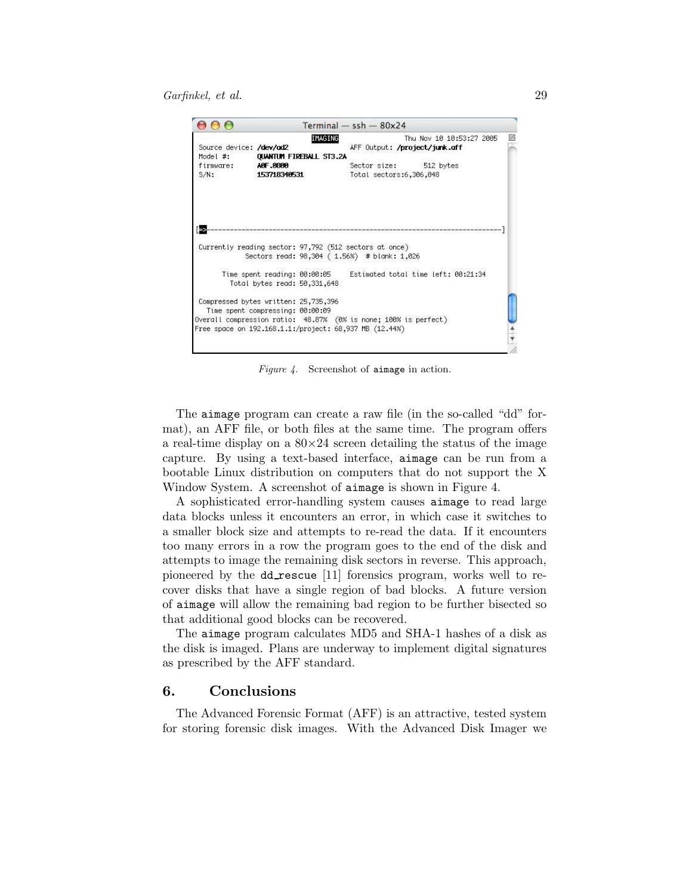*Figure 4.* Screenshot of `aimage` in action.

The `aimage` program can create a raw file (in the so-called "dd" format), an AFF file, or both files at the same time. The program offers a real-time display on a 80×24 screen detailing the status of the image capture. By using a text-based interface, `aimage` can be run from a bootable Linux distribution on computers that do not support the X Window System. A screenshot of `aimage` is shown in Figure 4.

A sophisticated error-handling system causes `aimage` to read large data blocks unless it encounters an error, in which case it switches to a smaller block size and attempts to re-read the data. If it encounters too many errors in a row the program goes to the end of the disk and attempts to image the remaining disk sectors in reverse. This approach, pioneered by the `dd_rescue` [11] forensics program, works well to recover disks that have a single region of bad blocks. A future version of `aimage` will allow the remaining bad region to be further bisected so that additional good blocks can be recovered.

The `aimage` program calculates MD5 and SHA-1 hashes of a disk as the disk is imaged. Plans are underway to implement digital signatures as prescribed by the AFF standard.

## 6. Conclusions

The Advanced Forensic Format (AFF) is an attractive, tested system for storing forensic disk images. With the Advanced Disk Imager we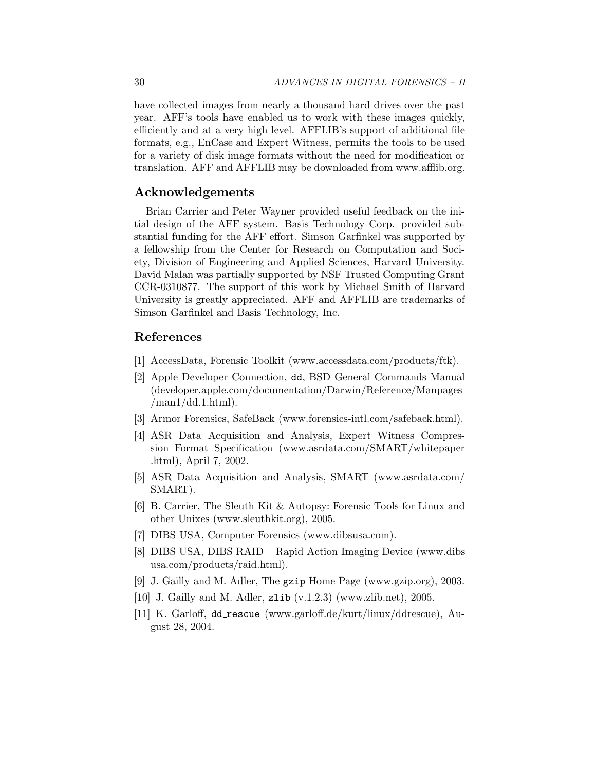have collected images from nearly a thousand hard drives over the past year. AFF's tools have enabled us to work with these images quickly, efficiently and at a very high level. AFFLIB's support of additional file formats, e.g., EnCase and Expert Witness, permits the tools to be used for a variety of disk image formats without the need for modification or translation. AFF and AFFLIB may be downloaded from www.afflib.org.

## Acknowledgements

Brian Carrier and Peter Wayner provided useful feedback on the initial design of the AFF system. Basis Technology Corp. provided substantial funding for the AFF effort. Simson Garfinkel was supported by a fellowship from the Center for Research on Computation and Society, Division of Engineering and Applied Sciences, Harvard University. David Malan was partially supported by NSF Trusted Computing Grant CCR-0310877. The support of this work by Michael Smith of Harvard University is greatly appreciated. AFF and AFFLIB are trademarks of Simson Garfinkel and Basis Technology, Inc.

## References

[1] AccessData, Forensic Toolkit (www.accessdata.com/products/ftk).

[2] Apple Developer Connection, `dd`, BSD General Commands Manual (developer.apple.com/documentation/Darwin/Reference/Manpages /man1/dd.1.html).

[3] Armor Forensics, SafeBack (www.forensics-intl.com/safeback.html).

[4] ASR Data Acquisition and Analysis, Expert Witness Compression Format Specification (www.asrdata.com/SMART/whitepaper .html), April 7, 2002.

[5] ASR Data Acquisition and Analysis, SMART (www.asrdata.com/ SMART).

[6] B. Carrier, The Sleuth Kit & Autopsy: Forensic Tools for Linux and other Unixes (www.sleuthkit.org), 2005.

[7] DIBS USA, Computer Forensics (www.dibsusa.com).

[8] DIBS USA, DIBS RAID – Rapid Action Imaging Device (www.dibs usa.com/products/raid.html).

[9] J. Gailly and M. Adler, The `gzip` Home Page (www.gzip.org), 2003.

[10] J. Gailly and M. Adler, `zlib` (v.1.2.3) (www.zlib.net), 2005.

[11] K. Garloff, `dd_rescue` (www.garloff.de/kurt/linux/ddrescue), August 28, 2004.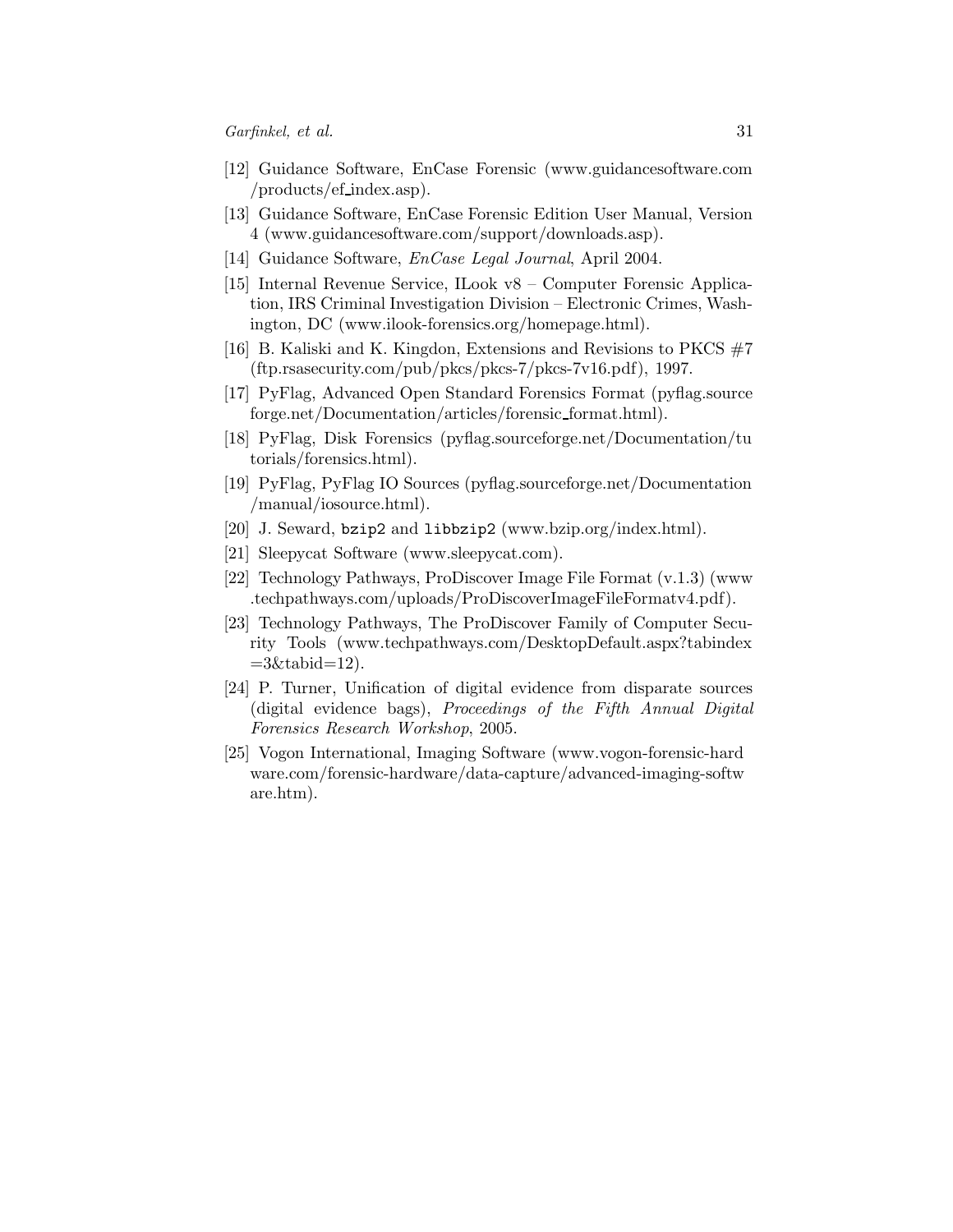[12] Guidance Software, EnCase Forensic (www.guidancesoftware.com/products/ef_index.asp).

[13] Guidance Software, EnCase Forensic Edition User Manual, Version 4 (www.guidancesoftware.com/support/downloads.asp).

[14] Guidance Software, *EnCase Legal Journal*, April 2004.

[15] Internal Revenue Service, ILook v8 – Computer Forensic Application, IRS Criminal Investigation Division – Electronic Crimes, Washington, DC (www.ilook-forensics.org/homepage.html).

[16] B. Kaliski and K. Kingdon, Extensions and Revisions to PKCS #7 (ftp.rsasecurity.com/pub/pkcs/pkcs-7/pkcs-7v16.pdf), 1997.

[17] PyFlag, Advanced Open Standard Forensics Format (pyflag.sourceforge.net/Documentation/articles/forensic_format.html).

[18] PyFlag, Disk Forensics (pyflag.sourceforge.net/Documentation/tutorials/forensics.html).

[19] PyFlag, PyFlag IO Sources (pyflag.sourceforge.net/Documentation/manual/iosource.html).

[20] J. Seward, `bzip2` and `libbzip2` (www.bzip.org/index.html).

[21] Sleepycat Software (www.sleepycat.com).

[22] Technology Pathways, ProDiscover Image File Format (v.1.3) (www.techpathways.com/uploads/ProDiscoverImageFileFormatv4.pdf).

[23] Technology Pathways, The ProDiscover Family of Computer Security Tools (www.techpathways.com/DesktopDefault.aspx?tabindex=3&tabid=12).

[24] P. Turner, Unification of digital evidence from disparate sources (digital evidence bags), *Proceedings of the Fifth Annual Digital Forensics Research Workshop*, 2005.

[25] Vogon International, Imaging Software (www.vogon-forensic-hardware.com/forensic-hardware/data-capture/advanced-imaging-software.htm).